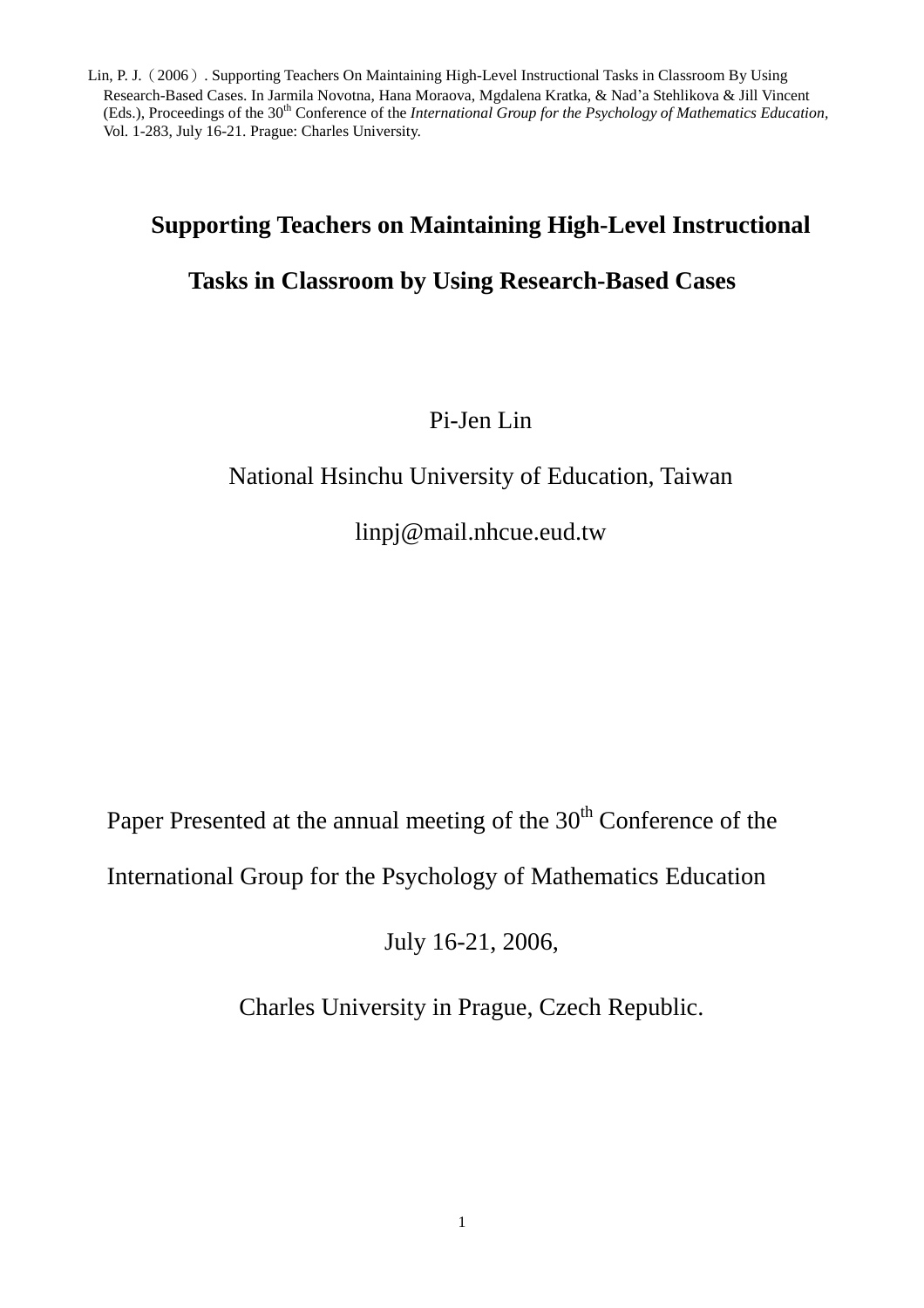Lin, P. J.（2006）. Supporting Teachers On Maintaining High-Level Instructional Tasks in Classroom By Using Research-Based Cases. In Jarmila Novotna, Hana Moraova, Mgdalena Kratka, & Nad'a Stehlikova & Jill Vincent (Eds.), Proceedings of the 30th Conference of the *International Group for the Psychology of Mathematics Education*, Vol. 1-283, July 16-21. Prague: Charles University.

# Supporting Teachers on Maintaining High-Level Instructional Tasks in Classroom by Using Research-Based Cases

Pi-Jen Lin

National Hsinchu University of Education, Taiwan

linpj@mail.nhcue.eud.tw

Paper Presented at the annual meeting of the 30th Conference of the International Group for the Psychology of Mathematics Education

July 16-21, 2006,

Charles University in Prague, Czech Republic.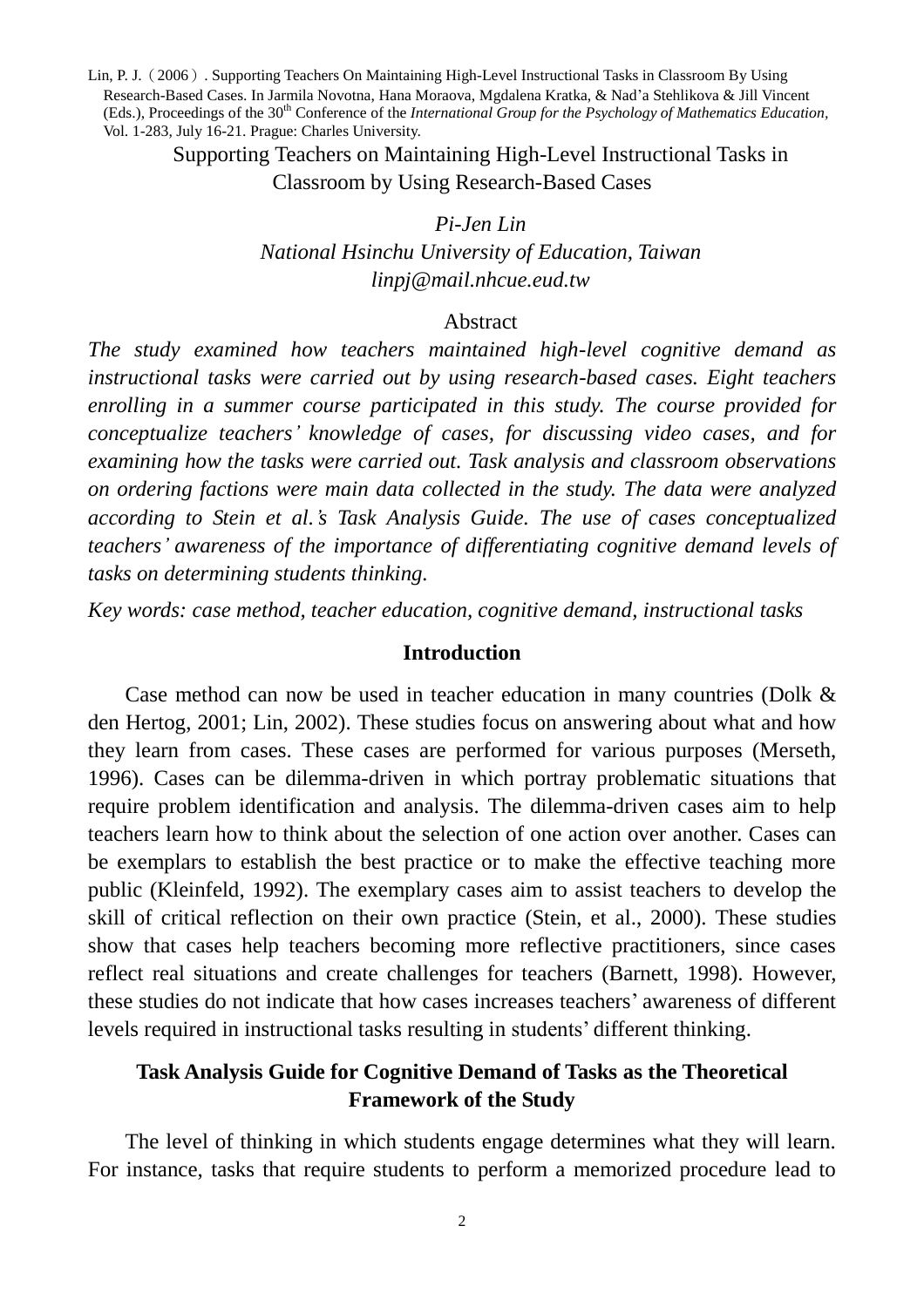Lin, P. J.（2006）. Supporting Teachers On Maintaining High-Level Instructional Tasks in Classroom By Using Research-Based Cases. In Jarmila Novotna, Hana Moraova, Mgdalena Kratka, & Nad'a Stehlikova & Jill Vincent (Eds.), Proceedings of the 30th Conference of the *International Group for the Psychology of Mathematics Education*, Vol. 1-283, July 16-21. Prague: Charles University.

# Supporting Teachers on Maintaining High-Level Instructional Tasks in Classroom by Using Research-Based Cases

*Pi-Jen Lin*

*National Hsinchu University of Education, Taiwan*

*linpj@mail.nhcue.eud.tw*

## Abstract

*The study examined how teachers maintained high-level cognitive demand as instructional tasks were carried out by using research-based cases. Eight teachers enrolling in a summer course participated in this study. The course provided for conceptualize teachers' knowledge of cases, for discussing video cases, and for examining how the tasks were carried out. Task analysis and classroom observations on ordering factions were main data collected in the study. The data were analyzed according to Stein et al.'s Task Analysis Guide. The use of cases conceptualized teachers' awareness of the importance of differentiating cognitive demand levels of tasks on determining students thinking.*

*Key words: case method, teacher education, cognitive demand, instructional tasks*

## Introduction

Case method can now be used in teacher education in many countries (Dolk & den Hertog, 2001; Lin, 2002). These studies focus on answering about what and how they learn from cases. These cases are performed for various purposes (Merseth, 1996). Cases can be dilemma-driven in which portray problematic situations that require problem identification and analysis. The dilemma-driven cases aim to help teachers learn how to think about the selection of one action over another. Cases can be exemplars to establish the best practice or to make the effective teaching more public (Kleinfeld, 1992). The exemplary cases aim to assist teachers to develop the skill of critical reflection on their own practice (Stein, et al., 2000). These studies show that cases help teachers becoming more reflective practitioners, since cases reflect real situations and create challenges for teachers (Barnett, 1998). However, these studies do not indicate that how cases increases teachers' awareness of different levels required in instructional tasks resulting in students' different thinking.

## Task Analysis Guide for Cognitive Demand of Tasks as the Theoretical Framework of the Study

The level of thinking in which students engage determines what they will learn. For instance, tasks that require students to perform a memorized procedure lead to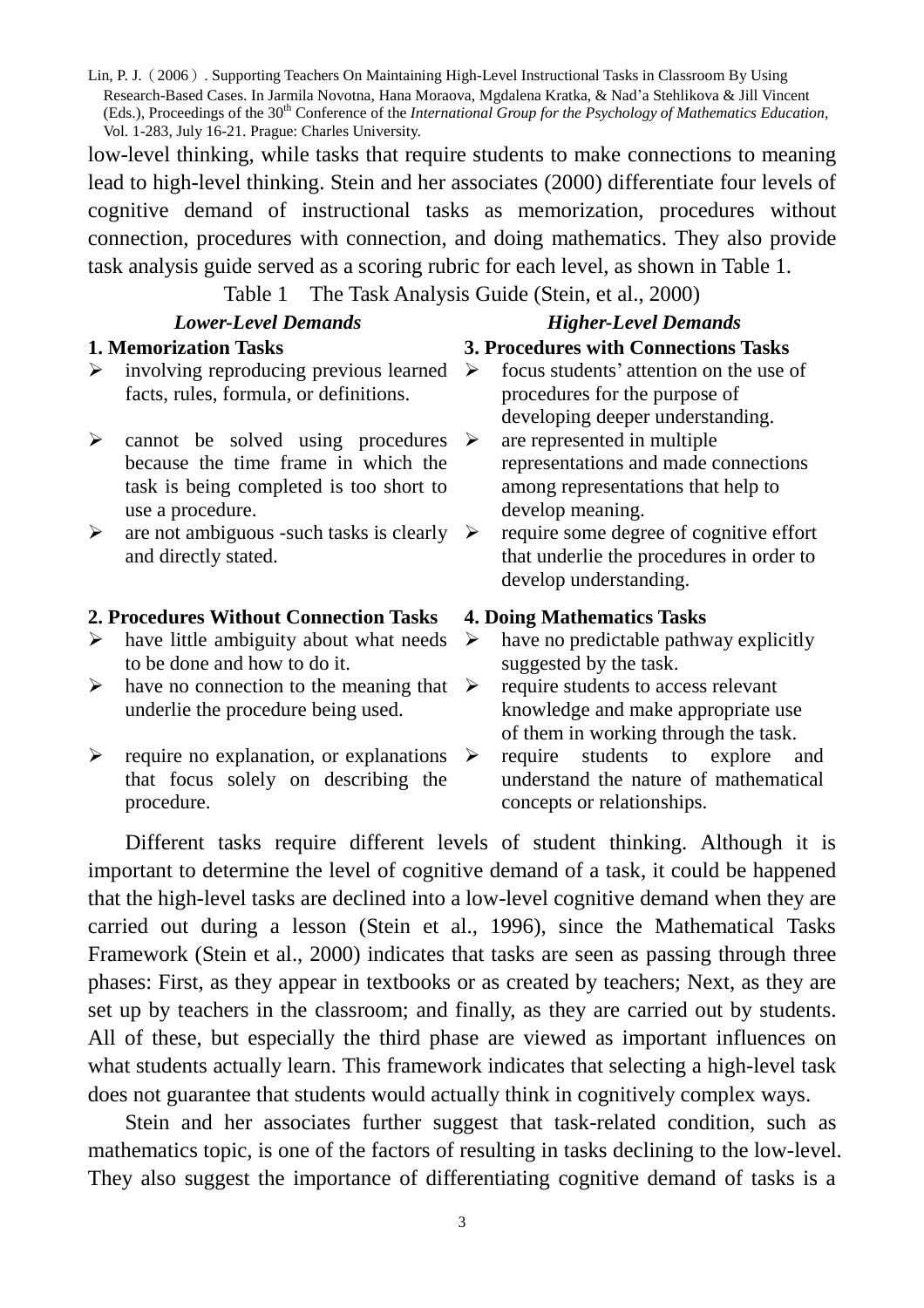low-level thinking, while tasks that require students to make connections to meaning lead to high-level thinking. Stein and her associates (2000) differentiate four levels of cognitive demand of instructional tasks as memorization, procedures without connection, procedures with connection, and doing mathematics. They also provide task analysis guide served as a scoring rubric for each level, as shown in Table 1.

Table 1 The Task Analysis Guide (Stein, et al., 2000)

| ***Lower-Level Demands*** | ***Higher-Level Demands*** |
|---|---|
| **1. Memorization Tasks** | **3. Procedures with Connections Tasks** |
| ➢ involving reproducing previous learned facts, rules, formula, or definitions. | ➢ focus students' attention on the use of procedures for the purpose of developing deeper understanding. |
| ➢ cannot be solved using procedures because the time frame in which the task is being completed is too short to use a procedure. | ➢ are represented in multiple representations and made connections among representations that help to develop meaning. |
| ➢ are not ambiguous -such tasks is clearly and directly stated. | ➢ require some degree of cognitive effort that underlie the procedures in order to develop understanding. |
| **2. Procedures Without Connection Tasks** | **4. Doing Mathematics Tasks** |
| ➢ have little ambiguity about what needs to be done and how to do it. | ➢ have no predictable pathway explicitly suggested by the task. |
| ➢ have no connection to the meaning that underlie the procedure being used. | ➢ require students to access relevant knowledge and make appropriate use of them in working through the task. |
| ➢ require no explanation, or explanations that focus solely on describing the procedure. | ➢ require students to explore and understand the nature of mathematical concepts or relationships. |

Different tasks require different levels of student thinking. Although it is important to determine the level of cognitive demand of a task, it could be happened that the high-level tasks are declined into a low-level cognitive demand when they are carried out during a lesson (Stein et al., 1996), since the Mathematical Tasks Framework (Stein et al., 2000) indicates that tasks are seen as passing through three phases: First, as they appear in textbooks or as created by teachers; Next, as they are set up by teachers in the classroom; and finally, as they are carried out by students. All of these, but especially the third phase are viewed as important influences on what students actually learn. This framework indicates that selecting a high-level task does not guarantee that students would actually think in cognitively complex ways.

Stein and her associates further suggest that task-related condition, such as mathematics topic, is one of the factors of resulting in tasks declining to the low-level. They also suggest the importance of differentiating cognitive demand of tasks is a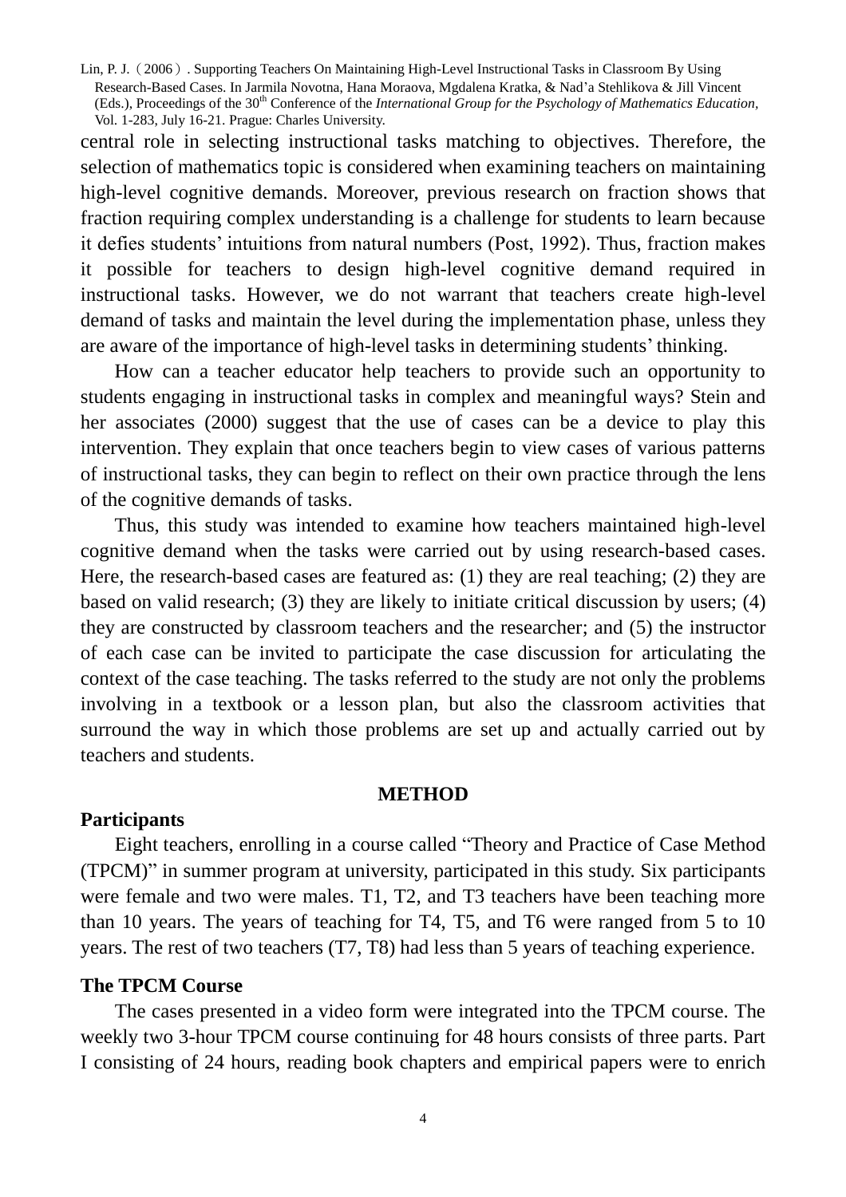central role in selecting instructional tasks matching to objectives. Therefore, the selection of mathematics topic is considered when examining teachers on maintaining high-level cognitive demands. Moreover, previous research on fraction shows that fraction requiring complex understanding is a challenge for students to learn because it defies students' intuitions from natural numbers (Post, 1992). Thus, fraction makes it possible for teachers to design high-level cognitive demand required in instructional tasks. However, we do not warrant that teachers create high-level demand of tasks and maintain the level during the implementation phase, unless they are aware of the importance of high-level tasks in determining students' thinking.

How can a teacher educator help teachers to provide such an opportunity to students engaging in instructional tasks in complex and meaningful ways? Stein and her associates (2000) suggest that the use of cases can be a device to play this intervention. They explain that once teachers begin to view cases of various patterns of instructional tasks, they can begin to reflect on their own practice through the lens of the cognitive demands of tasks.

Thus, this study was intended to examine how teachers maintained high-level cognitive demand when the tasks were carried out by using research-based cases. Here, the research-based cases are featured as: (1) they are real teaching; (2) they are based on valid research; (3) they are likely to initiate critical discussion by users; (4) they are constructed by classroom teachers and the researcher; and (5) the instructor of each case can be invited to participate the case discussion for articulating the context of the case teaching. The tasks referred to the study are not only the problems involving in a textbook or a lesson plan, but also the classroom activities that surround the way in which those problems are set up and actually carried out by teachers and students.

## METHOD

### Participants

Eight teachers, enrolling in a course called "Theory and Practice of Case Method (TPCM)" in summer program at university, participated in this study. Six participants were female and two were males. T1, T2, and T3 teachers have been teaching more than 10 years. The years of teaching for T4, T5, and T6 were ranged from 5 to 10 years. The rest of two teachers (T7, T8) had less than 5 years of teaching experience.

### The TPCM Course

The cases presented in a video form were integrated into the TPCM course. The weekly two 3-hour TPCM course continuing for 48 hours consists of three parts. Part I consisting of 24 hours, reading book chapters and empirical papers were to enrich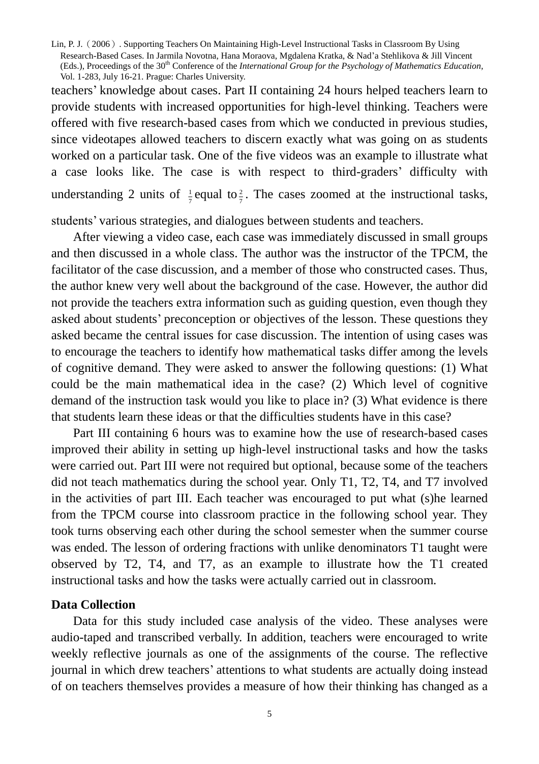teachers' knowledge about cases. Part II containing 24 hours helped teachers learn to provide students with increased opportunities for high-level thinking. Teachers were offered with five research-based cases from which we conducted in previous studies, since videotapes allowed teachers to discern exactly what was going on as students worked on a particular task. One of the five videos was an example to illustrate what a case looks like. The case is with respect to third-graders' difficulty with understanding 2 units of $\frac{1}{7}$ equal to $\frac{2}{7}$. The cases zoomed at the instructional tasks, students' various strategies, and dialogues between students and teachers.

After viewing a video case, each case was immediately discussed in small groups and then discussed in a whole class. The author was the instructor of the TPCM, the facilitator of the case discussion, and a member of those who constructed cases. Thus, the author knew very well about the background of the case. However, the author did not provide the teachers extra information such as guiding question, even though they asked about students' preconception or objectives of the lesson. These questions they asked became the central issues for case discussion. The intention of using cases was to encourage the teachers to identify how mathematical tasks differ among the levels of cognitive demand. They were asked to answer the following questions: (1) What could be the main mathematical idea in the case? (2) Which level of cognitive demand of the instruction task would you like to place in? (3) What evidence is there that students learn these ideas or that the difficulties students have in this case?

Part III containing 6 hours was to examine how the use of research-based cases improved their ability in setting up high-level instructional tasks and how the tasks were carried out. Part III were not required but optional, because some of the teachers did not teach mathematics during the school year. Only T1, T2, T4, and T7 involved in the activities of part III. Each teacher was encouraged to put what (s)he learned from the TPCM course into classroom practice in the following school year. They took turns observing each other during the school semester when the summer course was ended. The lesson of ordering fractions with unlike denominators T1 taught were observed by T2, T4, and T7, as an example to illustrate how the T1 created instructional tasks and how the tasks were actually carried out in classroom.

## Data Collection

Data for this study included case analysis of the video. These analyses were audio-taped and transcribed verbally. In addition, teachers were encouraged to write weekly reflective journals as one of the assignments of the course. The reflective journal in which drew teachers' attentions to what students are actually doing instead of on teachers themselves provides a measure of how their thinking has changed as a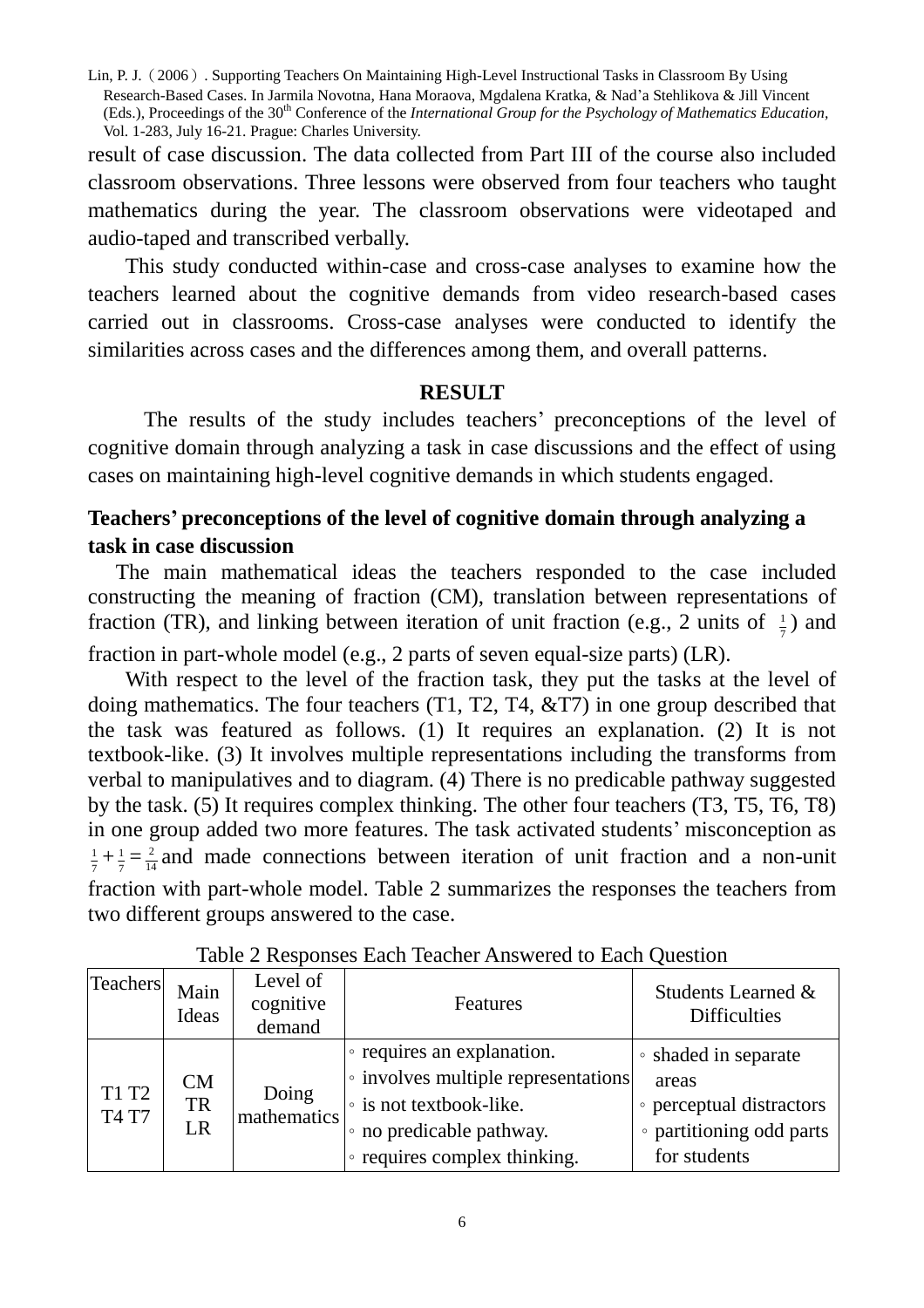result of case discussion. The data collected from Part III of the course also included classroom observations. Three lessons were observed from four teachers who taught mathematics during the year. The classroom observations were videotaped and audio-taped and transcribed verbally.

This study conducted within-case and cross-case analyses to examine how the teachers learned about the cognitive demands from video research-based cases carried out in classrooms. Cross-case analyses were conducted to identify the similarities across cases and the differences among them, and overall patterns.

## RESULT

The results of the study includes teachers' preconceptions of the level of cognitive domain through analyzing a task in case discussions and the effect of using cases on maintaining high-level cognitive demands in which students engaged.

### Teachers' preconceptions of the level of cognitive domain through analyzing a task in case discussion

The main mathematical ideas the teachers responded to the case included constructing the meaning of fraction (CM), translation between representations of fraction (TR), and linking between iteration of unit fraction (e.g., 2 units of $\frac{1}{7}$) and fraction in part-whole model (e.g., 2 parts of seven equal-size parts) (LR).

With respect to the level of the fraction task, they put the tasks at the level of doing mathematics. The four teachers (T1, T2, T4, &T7) in one group described that the task was featured as follows. (1) It requires an explanation. (2) It is not textbook-like. (3) It involves multiple representations including the transforms from verbal to manipulatives and to diagram. (4) There is no predicable pathway suggested by the task. (5) It requires complex thinking. The other four teachers (T3, T5, T6, T8) in one group added two more features. The task activated students' misconception as $\frac{1}{7}+\frac{1}{7}=\frac{2}{14}$ and made connections between iteration of unit fraction and a non-unit fraction with part-whole model. Table 2 summarizes the responses the teachers from two different groups answered to the case.

Table 2 Responses Each Teacher Answered to Each Question

| Teachers | Main Ideas | Level of cognitive demand | Features | Students Learned & Difficulties |
|---|---|---|---|---|
| T1 T2 T4 T7 | CM TR LR | Doing mathematics | ◦ requires an explanation.<br>◦ involves multiple representations<br>◦ is not textbook-like.<br>◦ no predicable pathway.<br>◦ requires complex thinking. | ◦ shaded in separate areas<br>◦ perceptual distractors<br>◦ partitioning odd parts for students |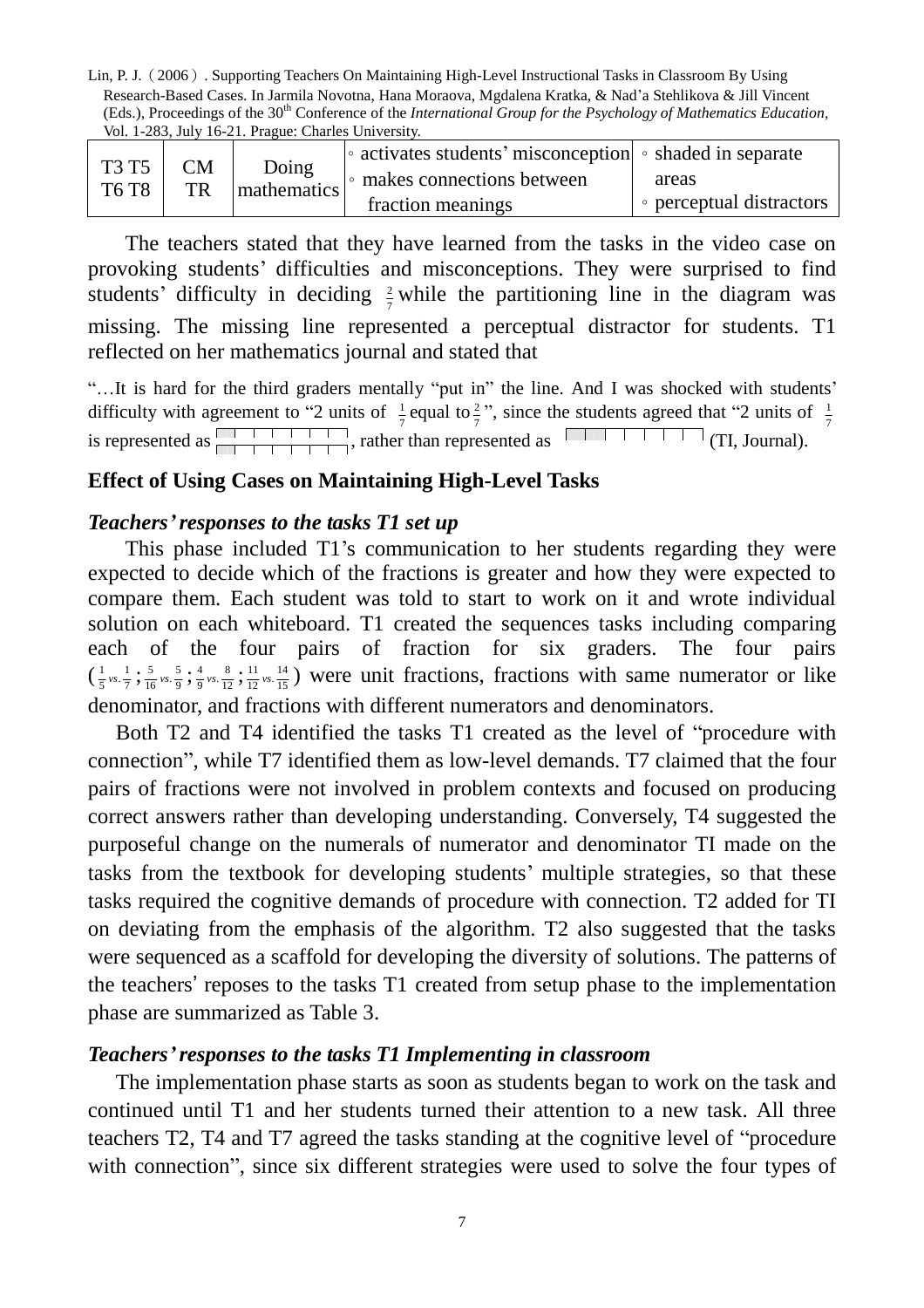| T3 T5 T6 T8 | CM TR | Doing mathematics | ◦ activates students' misconception ◦ makes connections between fraction meanings | ◦ shaded in separate areas ◦ perceptual distractors |
|---|---|---|---|---|

The teachers stated that they have learned from the tasks in the video case on provoking students' difficulties and misconceptions. They were surprised to find students' difficulty in deciding $\frac{2}{7}$ while the partitioning line in the diagram was missing. The missing line represented a perceptual distractor for students. T1 reflected on her mathematics journal and stated that

"…It is hard for the third graders mentally "put in" the line. And I was shocked with students' difficulty with agreement to "2 units of $\frac{1}{7}$ equal to $\frac{2}{7}$", since the students agreed that "2 units of $\frac{1}{7}$ is represented as , rather than represented as (TI, Journal).

## Effect of Using Cases on Maintaining High-Level Tasks

### *Teachers' responses to the tasks T1 set up*

This phase included T1's communication to her students regarding they were expected to decide which of the fractions is greater and how they were expected to compare them. Each student was told to start to work on it and wrote individual solution on each whiteboard. T1 created the sequences tasks including comparing each of the four pairs of fraction for six graders. The four pairs ($\frac{1}{5}$ vs. $\frac{1}{7}$ ; $\frac{5}{16}$ vs. $\frac{5}{9}$ ; $\frac{4}{9}$ vs. $\frac{8}{12}$ ; $\frac{11}{12}$ vs. $\frac{14}{15}$) were unit fractions, fractions with same numerator or like denominator, and fractions with different numerators and denominators.

Both T2 and T4 identified the tasks T1 created as the level of "procedure with connection", while T7 identified them as low-level demands. T7 claimed that the four pairs of fractions were not involved in problem contexts and focused on producing correct answers rather than developing understanding. Conversely, T4 suggested the purposeful change on the numerals of numerator and denominator TI made on the tasks from the textbook for developing students' multiple strategies, so that these tasks required the cognitive demands of procedure with connection. T2 added for TI on deviating from the emphasis of the algorithm. T2 also suggested that the tasks were sequenced as a scaffold for developing the diversity of solutions. The patterns of the teachers' reposes to the tasks T1 created from setup phase to the implementation phase are summarized as Table 3.

### *Teachers' responses to the tasks T1 Implementing in classroom*

The implementation phase starts as soon as students began to work on the task and continued until T1 and her students turned their attention to a new task. All three teachers T2, T4 and T7 agreed the tasks standing at the cognitive level of "procedure with connection", since six different strategies were used to solve the four types of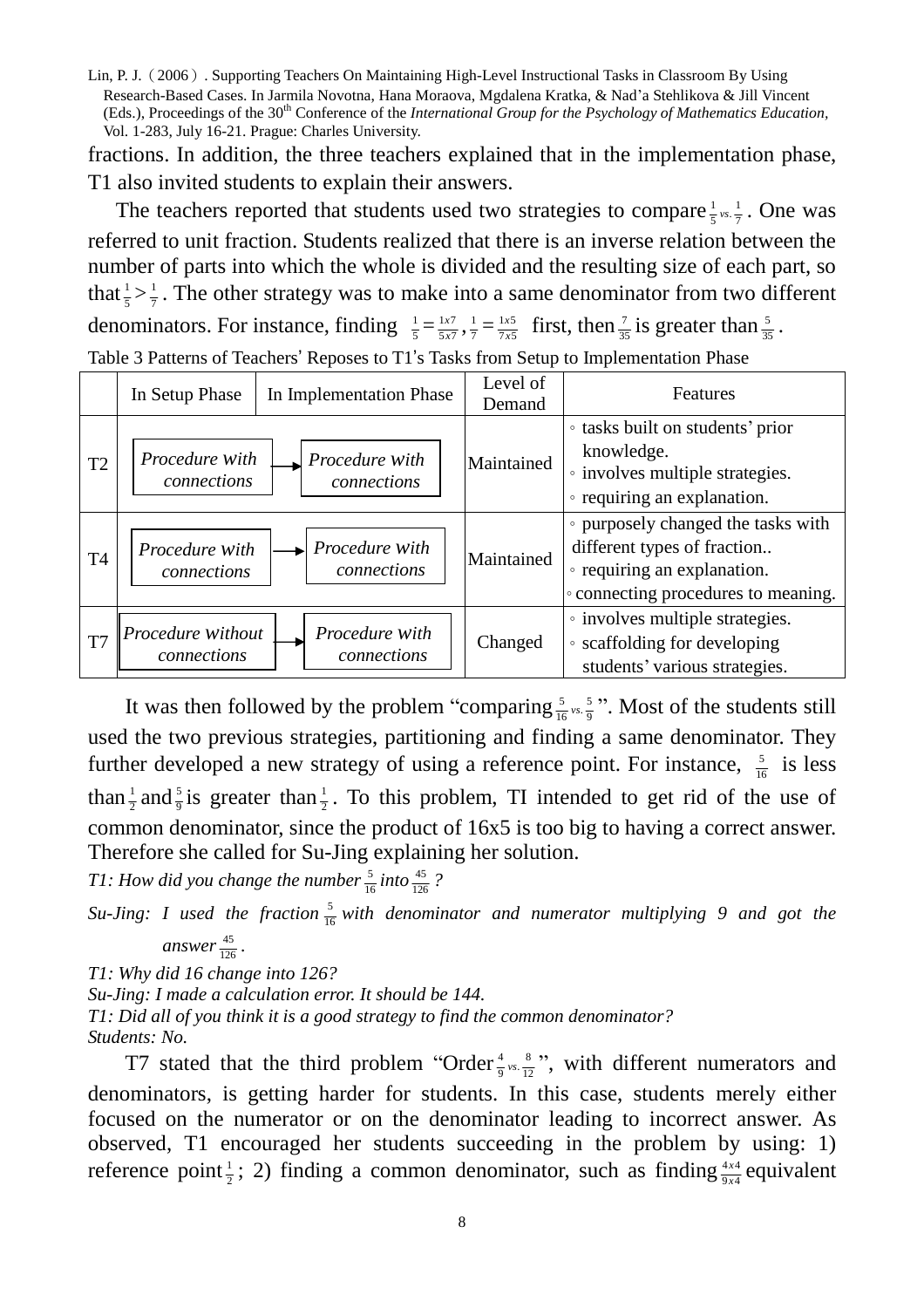fractions. In addition, the three teachers explained that in the implementation phase, T1 also invited students to explain their answers.

The teachers reported that students used two strategies to compare $\frac{1}{5}$ *vs.* $\frac{1}{7}$. One was referred to unit fraction. Students realized that there is an inverse relation between the number of parts into which the whole is divided and the resulting size of each part, so that $\frac{1}{5} > \frac{1}{7}$. The other strategy was to make into a same denominator from two different denominators. For instance, finding $\frac{1}{5} = \frac{1x7}{5x7}$, $\frac{1}{7} = \frac{1x5}{7x5}$ first, then $\frac{7}{35}$ is greater than $\frac{5}{35}$.

Table 3 Patterns of Teachers' Reposes to T1's Tasks from Setup to Implementation Phase

| | In Setup Phase | In Implementation Phase | Level of Demand | Features |
|---|---|---|---|---|
| T2 | *Procedure with connections* | → *Procedure with connections* | Maintained | ◦ tasks built on students' prior knowledge.<br>◦ involves multiple strategies.<br>◦ requiring an explanation. |
| T4 | *Procedure with connections* | → *Procedure with connections* | Maintained | ◦ purposely changed the tasks with different types of fraction..<br>◦ requiring an explanation.<br>◦ connecting procedures to meaning. |
| T7 | *Procedure without connections* | → *Procedure with connections* | Changed | ◦ involves multiple strategies.<br>◦ scaffolding for developing students' various strategies. |

It was then followed by the problem "comparing $\frac{5}{16}$ *vs.* $\frac{5}{9}$". Most of the students still used the two previous strategies, partitioning and finding a same denominator. They further developed a new strategy of using a reference point. For instance, $\frac{5}{16}$ is less than $\frac{1}{2}$ and $\frac{5}{9}$ is greater than $\frac{1}{2}$. To this problem, TI intended to get rid of the use of common denominator, since the product of 16x5 is too big to having a correct answer. Therefore she called for Su-Jing explaining her solution.

*T1: How did you change the number $\frac{5}{16}$ into $\frac{45}{126}$ ?*

*Su-Jing: I used the fraction $\frac{5}{16}$ with denominator and numerator multiplying 9 and got the answer $\frac{45}{126}$.*

*T1: Why did 16 change into 126?*

*Su-Jing: I made a calculation error. It should be 144.*

*T1: Did all of you think it is a good strategy to find the common denominator?*

*Students: No.*

T7 stated that the third problem "Order $\frac{4}{9}$ *vs.* $\frac{8}{12}$", with different numerators and denominators, is getting harder for students. In this case, students merely either focused on the numerator or on the denominator leading to incorrect answer. As observed, T1 encouraged her students succeeding in the problem by using: 1) reference point $\frac{1}{2}$; 2) finding a common denominator, such as finding $\frac{4x4}{9x4}$ equivalent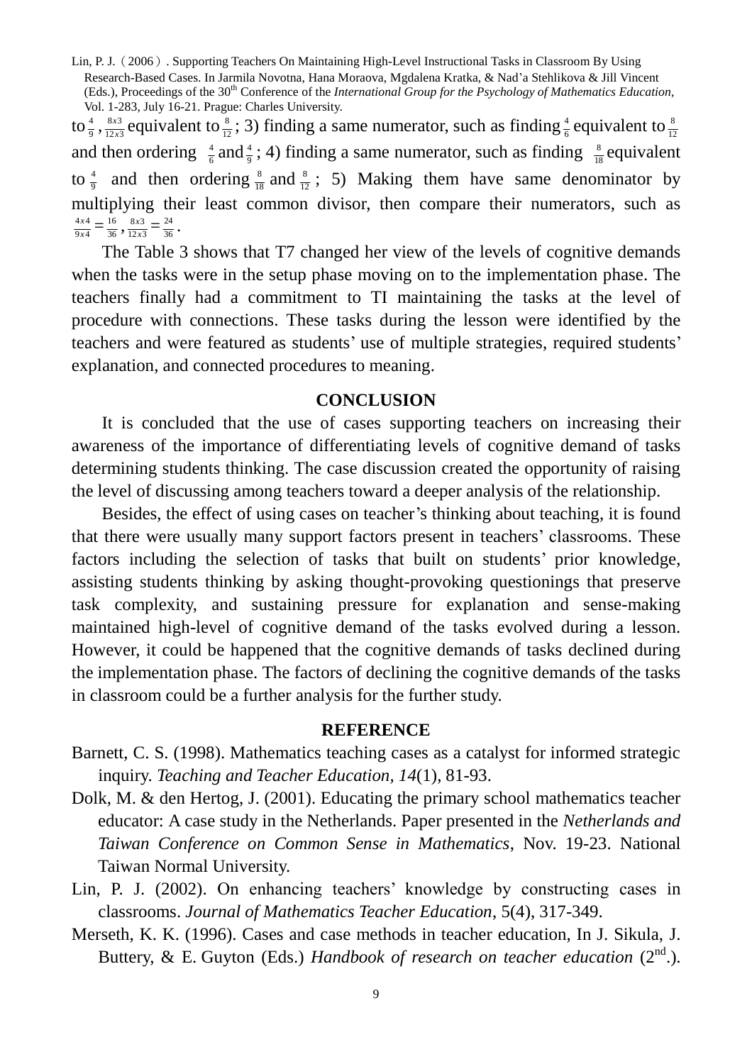to $\frac{4}{9}$, $\frac{8x3}{12x3}$ equivalent to $\frac{8}{12}$; 3) finding a same numerator, such as finding $\frac{4}{6}$ equivalent to $\frac{8}{12}$ and then ordering $\frac{4}{6}$ and $\frac{4}{9}$; 4) finding a same numerator, such as finding $\frac{8}{18}$ equivalent to $\frac{4}{9}$ and then ordering $\frac{8}{18}$ and $\frac{8}{12}$; 5) Making them have same denominator by multiplying their least common divisor, then compare their numerators, such as $\frac{4x4}{9x4} = \frac{16}{36}$, $\frac{8x3}{12x3} = \frac{24}{36}$.

The Table 3 shows that T7 changed her view of the levels of cognitive demands when the tasks were in the setup phase moving on to the implementation phase. The teachers finally had a commitment to TI maintaining the tasks at the level of procedure with connections. These tasks during the lesson were identified by the teachers and were featured as students' use of multiple strategies, required students' explanation, and connected procedures to meaning.

## CONCLUSION

It is concluded that the use of cases supporting teachers on increasing their awareness of the importance of differentiating levels of cognitive demand of tasks determining students thinking. The case discussion created the opportunity of raising the level of discussing among teachers toward a deeper analysis of the relationship.

Besides, the effect of using cases on teacher's thinking about teaching, it is found that there were usually many support factors present in teachers' classrooms. These factors including the selection of tasks that built on students' prior knowledge, assisting students thinking by asking thought-provoking questionings that preserve task complexity, and sustaining pressure for explanation and sense-making maintained high-level of cognitive demand of the tasks evolved during a lesson. However, it could be happened that the cognitive demands of tasks declined during the implementation phase. The factors of declining the cognitive demands of the tasks in classroom could be a further analysis for the further study.

## REFERENCE

Barnett, C. S. (1998). Mathematics teaching cases as a catalyst for informed strategic inquiry. *Teaching and Teacher Education, 14*(1), 81-93.

Dolk, M. & den Hertog, J. (2001). Educating the primary school mathematics teacher educator: A case study in the Netherlands. Paper presented in the *Netherlands and Taiwan Conference on Common Sense in Mathematics*, Nov. 19-23. National Taiwan Normal University.

Lin, P. J. (2002). On enhancing teachers' knowledge by constructing cases in classrooms. *Journal of Mathematics Teacher Education*, 5(4), 317-349.

Merseth, K. K. (1996). Cases and case methods in teacher education, In J. Sikula, J. Buttery, & E. Guyton (Eds.) *Handbook of research on teacher education* (2nd.).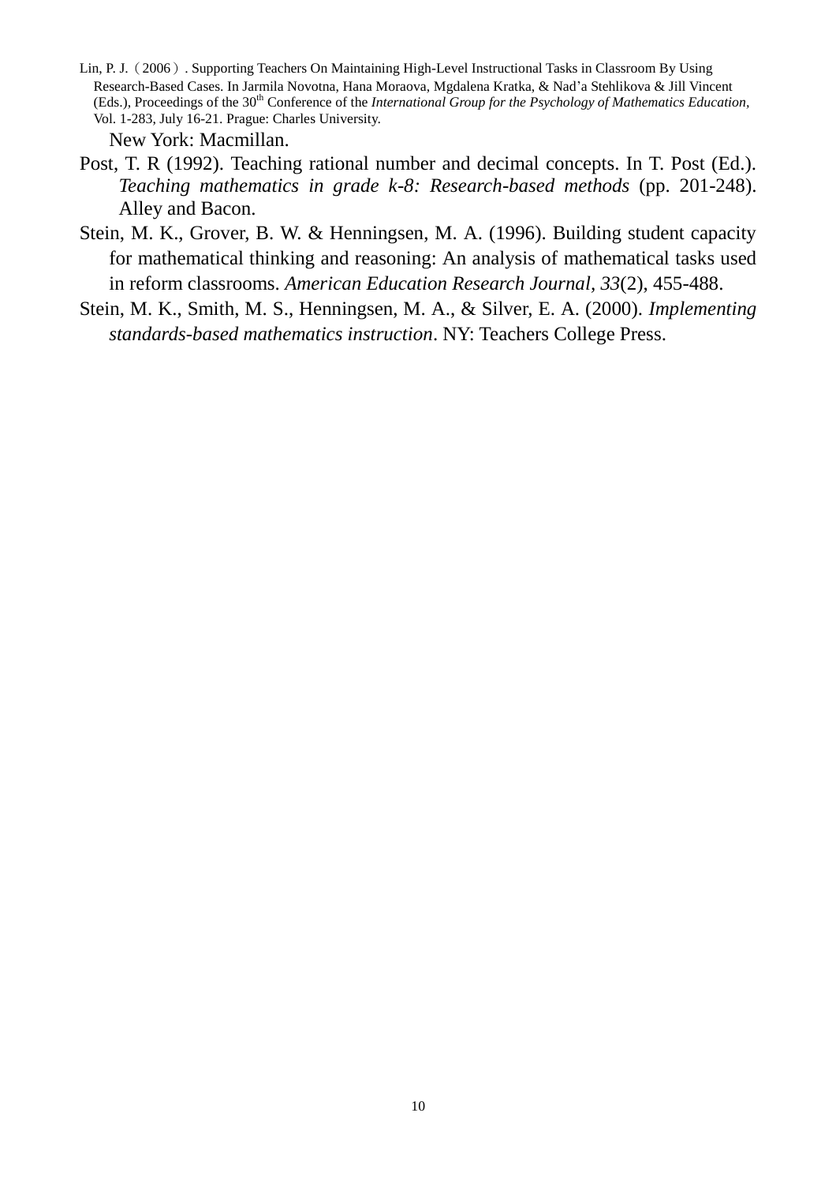Lin, P. J.（2006）. Supporting Teachers On Maintaining High-Level Instructional Tasks in Classroom By Using Research-Based Cases. In Jarmila Novotna, Hana Moraova, Mgdalena Kratka, & Nad'a Stehlikova & Jill Vincent (Eds.), Proceedings of the 30th Conference of the *International Group for the Psychology of Mathematics Education*, Vol. 1-283, July 16-21. Prague: Charles University.

New York: Macmillan.

Post, T. R (1992). Teaching rational number and decimal concepts. In T. Post (Ed.). *Teaching mathematics in grade k-8: Research-based methods* (pp. 201-248). Alley and Bacon.

Stein, M. K., Grover, B. W. & Henningsen, M. A. (1996). Building student capacity for mathematical thinking and reasoning: An analysis of mathematical tasks used in reform classrooms. *American Education Research Journal, 33*(2), 455-488.

Stein, M. K., Smith, M. S., Henningsen, M. A., & Silver, E. A. (2000). *Implementing standards-based mathematics instruction*. NY: Teachers College Press.